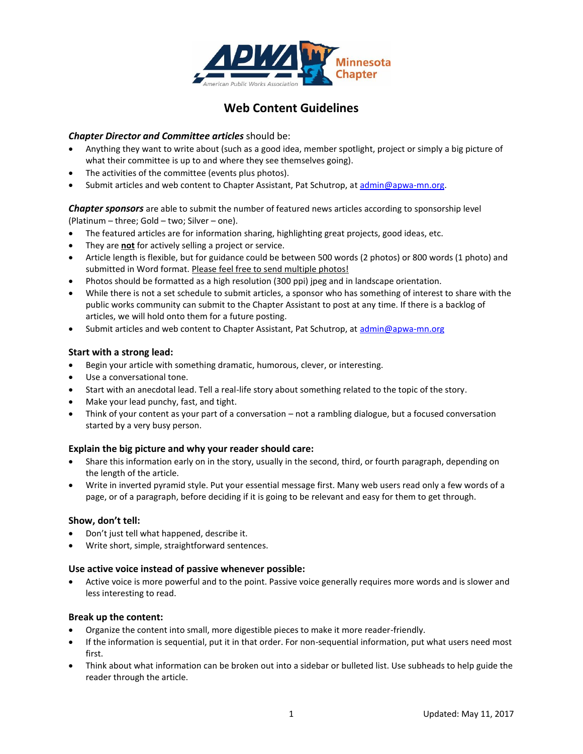# Web Content Guidelines

***Chapter Director and Committee articles*** should be:

- Anything they want to write about (such as a good idea, member spotlight, project or simply a big picture of what their committee is up to and where they see themselves going).
- The activities of the committee (events plus photos).
- Submit articles and web content to Chapter Assistant, Pat Schutrop, at admin@apwa-mn.org.

***Chapter sponsors*** are able to submit the number of featured news articles according to sponsorship level (Platinum – three; Gold – two; Silver – one).

- The featured articles are for information sharing, highlighting great projects, good ideas, etc.
- They are **not** for actively selling a project or service.
- Article length is flexible, but for guidance could be between 500 words (2 photos) or 800 words (1 photo) and submitted in Word format. Please feel free to send multiple photos!
- Photos should be formatted as a high resolution (300 ppi) jpeg and in landscape orientation.
- While there is not a set schedule to submit articles, a sponsor who has something of interest to share with the public works community can submit to the Chapter Assistant to post at any time. If there is a backlog of articles, we will hold onto them for a future posting.
- Submit articles and web content to Chapter Assistant, Pat Schutrop, at admin@apwa-mn.org

### Start with a strong lead:

- Begin your article with something dramatic, humorous, clever, or interesting.
- Use a conversational tone.
- Start with an anecdotal lead. Tell a real-life story about something related to the topic of the story.
- Make your lead punchy, fast, and tight.
- Think of your content as your part of a conversation – not a rambling dialogue, but a focused conversation started by a very busy person.

### Explain the big picture and why your reader should care:

- Share this information early on in the story, usually in the second, third, or fourth paragraph, depending on the length of the article.
- Write in inverted pyramid style. Put your essential message first. Many web users read only a few words of a page, or of a paragraph, before deciding if it is going to be relevant and easy for them to get through.

### Show, don't tell:

- Don't just tell what happened, describe it.
- Write short, simple, straightforward sentences.

### Use active voice instead of passive whenever possible:

- Active voice is more powerful and to the point. Passive voice generally requires more words and is slower and less interesting to read.

### Break up the content:

- Organize the content into small, more digestible pieces to make it more reader-friendly.
- If the information is sequential, put it in that order. For non-sequential information, put what users need most first.
- Think about what information can be broken out into a sidebar or bulleted list. Use subheads to help guide the reader through the article.

Updated: May 11, 2017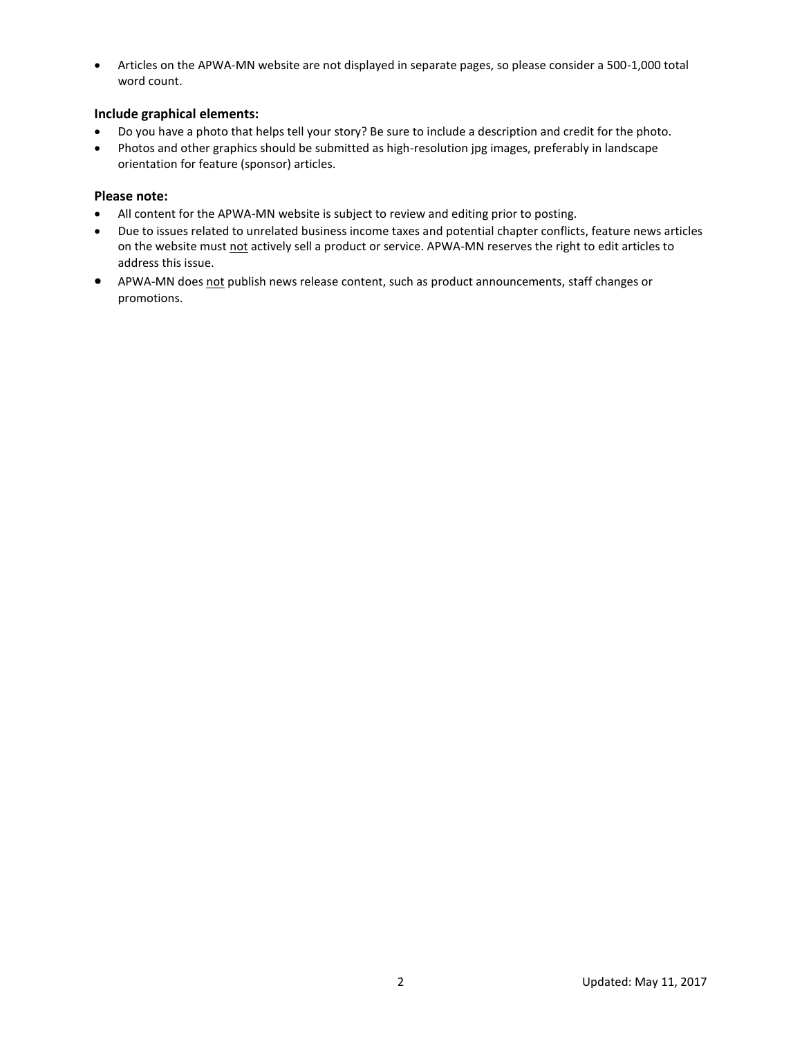- Articles on the APWA-MN website are not displayed in separate pages, so please consider a 500-1,000 total word count.

### Include graphical elements:

- Do you have a photo that helps tell your story? Be sure to include a description and credit for the photo.
- Photos and other graphics should be submitted as high-resolution jpg images, preferably in landscape orientation for feature (sponsor) articles.

### Please note:

- All content for the APWA-MN website is subject to review and editing prior to posting.
- Due to issues related to unrelated business income taxes and potential chapter conflicts, feature news articles on the website must <u>not</u> actively sell a product or service. APWA-MN reserves the right to edit articles to address this issue.
- APWA-MN does <u>not</u> publish news release content, such as product announcements, staff changes or promotions.

Updated: May 11, 2017